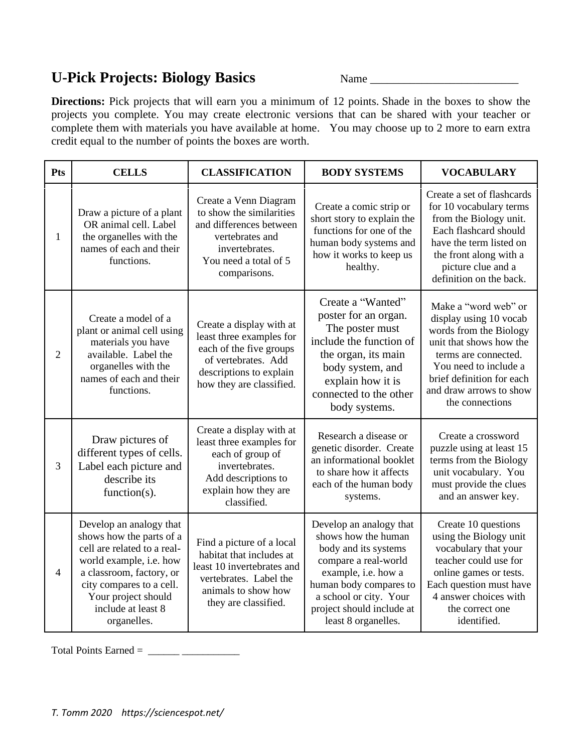# U-Pick Projects: Biology Basics

Name ___________________________

**Directions:** Pick projects that will earn you a minimum of 12 points. Shade in the boxes to show the projects you complete. You may create electronic versions that can be shared with your teacher or complete them with materials you have available at home. You may choose up to 2 more to earn extra credit equal to the number of points the boxes are worth.

| Pts | CELLS | CLASSIFICATION | BODY SYSTEMS | VOCABULARY |
|---|---|---|---|---|
| 1 | Draw a picture of a plant OR animal cell. Label the organelles with the names of each and their functions. | Create a Venn Diagram to show the similarities and differences between vertebrates and invertebrates. You need a total of 5 comparisons. | Create a comic strip or short story to explain the functions for one of the human body systems and how it works to keep us healthy. | Create a set of flashcards for 10 vocabulary terms from the Biology unit. Each flashcard should have the term listed on the front along with a picture clue and a definition on the back. |
| 2 | Create a model of a plant or animal cell using materials you have available. Label the organelles with the names of each and their functions. | Create a display with at least three examples for each of the five groups of vertebrates. Add descriptions to explain how they are classified. | Create a "Wanted" poster for an organ. The poster must include the function of the organ, its main body system, and explain how it is connected to the other body systems. | Make a "word web" or display using 10 vocab words from the Biology unit that shows how the terms are connected. You need to include a brief definition for each and draw arrows to show the connections |
| 3 | Draw pictures of different types of cells. Label each picture and describe its function(s). | Create a display with at least three examples for each of group of invertebrates. Add descriptions to explain how they are classified. | Research a disease or genetic disorder. Create an informational booklet to share how it affects each of the human body systems. | Create a crossword puzzle using at least 15 terms from the Biology unit vocabulary. You must provide the clues and an answer key. |
| 4 | Develop an analogy that shows how the parts of a cell are related to a real-world example, i.e. how a classroom, factory, or city compares to a cell. Your project should include at least 8 organelles. | Find a picture of a local habitat that includes at least 10 invertebrates and vertebrates. Label the animals to show how they are classified. | Develop an analogy that shows how the human body and its systems compare a real-world example, i.e. how a human body compares to a school or city. Your project should include at least 8 organelles. | Create 10 questions using the Biology unit vocabulary that your teacher could use for online games or tests. Each question must have 4 answer choices with the correct one identified. |

Total Points Earned = ______ ___________

*T. Tomm 2020 https://sciencespot.net/*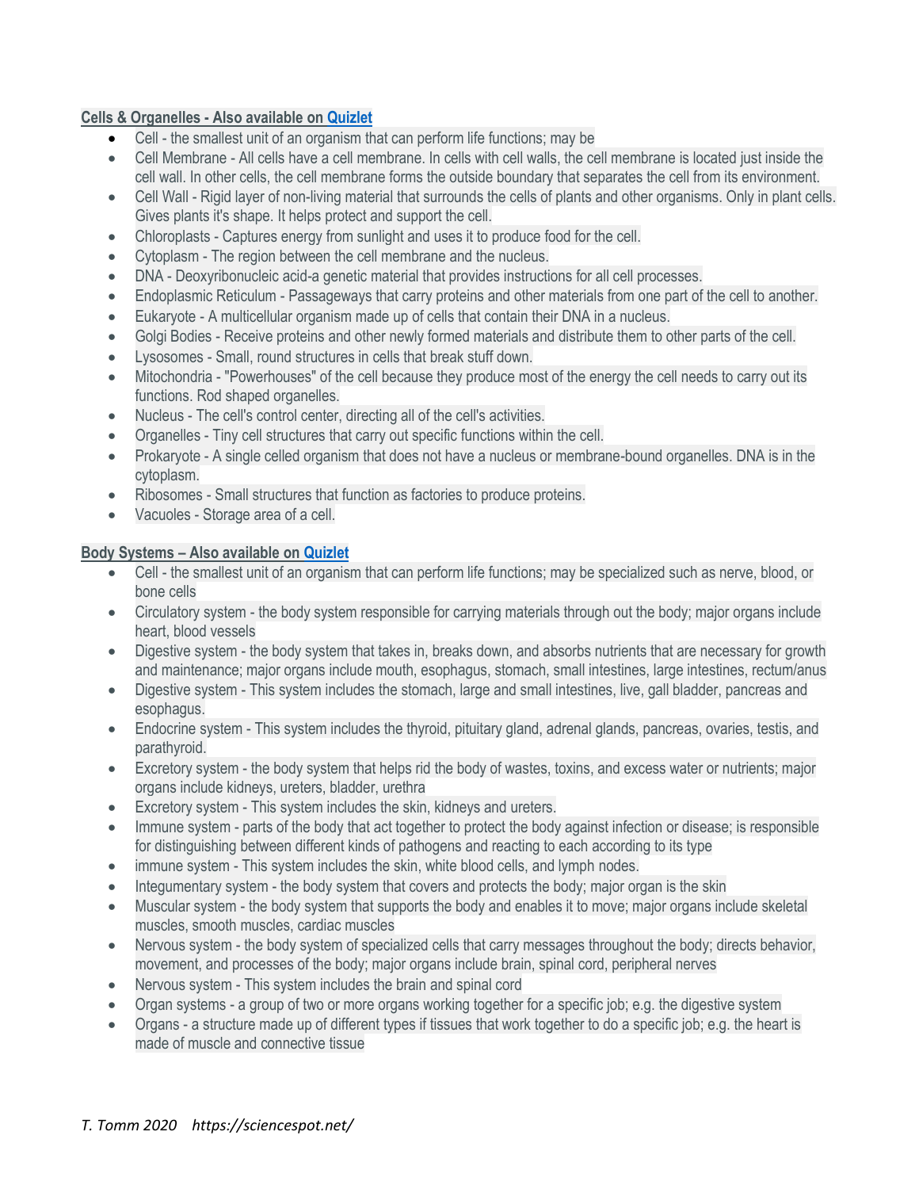## Cells & Organelles - Also available on Quizlet

- Cell - the smallest unit of an organism that can perform life functions; may be
- Cell Membrane - All cells have a cell membrane. In cells with cell walls, the cell membrane is located just inside the cell wall. In other cells, the cell membrane forms the outside boundary that separates the cell from its environment.
- Cell Wall - Rigid layer of non-living material that surrounds the cells of plants and other organisms. Only in plant cells. Gives plants it's shape. It helps protect and support the cell.
- Chloroplasts - Captures energy from sunlight and uses it to produce food for the cell.
- Cytoplasm - The region between the cell membrane and the nucleus.
- DNA - Deoxyribonucleic acid-a genetic material that provides instructions for all cell processes.
- Endoplasmic Reticulum - Passageways that carry proteins and other materials from one part of the cell to another.
- Eukaryote - A multicellular organism made up of cells that contain their DNA in a nucleus.
- Golgi Bodies - Receive proteins and other newly formed materials and distribute them to other parts of the cell.
- Lysosomes - Small, round structures in cells that break stuff down.
- Mitochondria - "Powerhouses" of the cell because they produce most of the energy the cell needs to carry out its functions. Rod shaped organelles.
- Nucleus - The cell's control center, directing all of the cell's activities.
- Organelles - Tiny cell structures that carry out specific functions within the cell.
- Prokaryote - A single celled organism that does not have a nucleus or membrane-bound organelles. DNA is in the cytoplasm.
- Ribosomes - Small structures that function as factories to produce proteins.
- Vacuoles - Storage area of a cell.

## Body Systems – Also available on Quizlet

- Cell - the smallest unit of an organism that can perform life functions; may be specialized such as nerve, blood, or bone cells
- Circulatory system - the body system responsible for carrying materials through out the body; major organs include heart, blood vessels
- Digestive system - the body system that takes in, breaks down, and absorbs nutrients that are necessary for growth and maintenance; major organs include mouth, esophagus, stomach, small intestines, large intestines, rectum/anus
- Digestive system - This system includes the stomach, large and small intestines, live, gall bladder, pancreas and esophagus.
- Endocrine system - This system includes the thyroid, pituitary gland, adrenal glands, pancreas, ovaries, testis, and parathyroid.
- Excretory system - the body system that helps rid the body of wastes, toxins, and excess water or nutrients; major organs include kidneys, ureters, bladder, urethra
- Excretory system - This system includes the skin, kidneys and ureters.
- Immune system - parts of the body that act together to protect the body against infection or disease; is responsible for distinguishing between different kinds of pathogens and reacting to each according to its type
- immune system - This system includes the skin, white blood cells, and lymph nodes.
- Integumentary system - the body system that covers and protects the body; major organ is the skin
- Muscular system - the body system that supports the body and enables it to move; major organs include skeletal muscles, smooth muscles, cardiac muscles
- Nervous system - the body system of specialized cells that carry messages throughout the body; directs behavior, movement, and processes of the body; major organs include brain, spinal cord, peripheral nerves
- Nervous system - This system includes the brain and spinal cord
- Organ systems - a group of two or more organs working together for a specific job; e.g. the digestive system
- Organs - a structure made up of different types if tissues that work together to do a specific job; e.g. the heart is made of muscle and connective tissue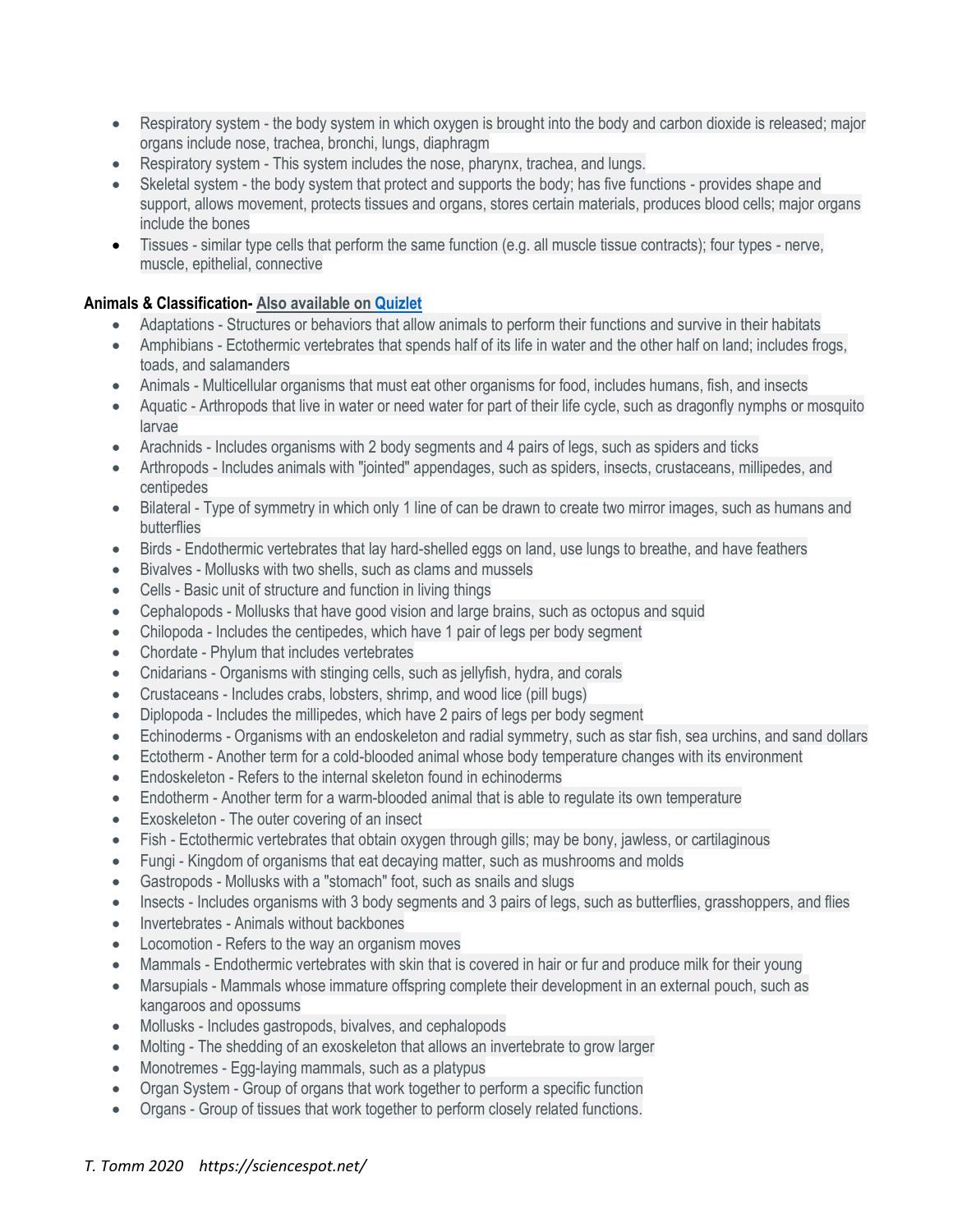- Respiratory system - the body system in which oxygen is brought into the body and carbon dioxide is released; major organs include nose, trachea, bronchi, lungs, diaphragm
- Respiratory system - This system includes the nose, pharynx, trachea, and lungs.
- Skeletal system - the body system that protect and supports the body; has five functions - provides shape and support, allows movement, protects tissues and organs, stores certain materials, produces blood cells; major organs include the bones
- Tissues - similar type cells that perform the same function (e.g. all muscle tissue contracts); four types - nerve, muscle, epithelial, connective

**Animals & Classification-** Also available on Quizlet

- Adaptations - Structures or behaviors that allow animals to perform their functions and survive in their habitats
- Amphibians - Ectothermic vertebrates that spends half of its life in water and the other half on land; includes frogs, toads, and salamanders
- Animals - Multicellular organisms that must eat other organisms for food, includes humans, fish, and insects
- Aquatic - Arthropods that live in water or need water for part of their life cycle, such as dragonfly nymphs or mosquito larvae
- Arachnids - Includes organisms with 2 body segments and 4 pairs of legs, such as spiders and ticks
- Arthropods - Includes animals with "jointed" appendages, such as spiders, insects, crustaceans, millipedes, and centipedes
- Bilateral - Type of symmetry in which only 1 line of can be drawn to create two mirror images, such as humans and butterflies
- Birds - Endothermic vertebrates that lay hard-shelled eggs on land, use lungs to breathe, and have feathers
- Bivalves - Mollusks with two shells, such as clams and mussels
- Cells - Basic unit of structure and function in living things
- Cephalopods - Mollusks that have good vision and large brains, such as octopus and squid
- Chilopoda - Includes the centipedes, which have 1 pair of legs per body segment
- Chordate - Phylum that includes vertebrates
- Cnidarians - Organisms with stinging cells, such as jellyfish, hydra, and corals
- Crustaceans - Includes crabs, lobsters, shrimp, and wood lice (pill bugs)
- Diplopoda - Includes the millipedes, which have 2 pairs of legs per body segment
- Echinoderms - Organisms with an endoskeleton and radial symmetry, such as star fish, sea urchins, and sand dollars
- Ectotherm - Another term for a cold-blooded animal whose body temperature changes with its environment
- Endoskeleton - Refers to the internal skeleton found in echinoderms
- Endotherm - Another term for a warm-blooded animal that is able to regulate its own temperature
- Exoskeleton - The outer covering of an insect
- Fish - Ectothermic vertebrates that obtain oxygen through gills; may be bony, jawless, or cartilaginous
- Fungi - Kingdom of organisms that eat decaying matter, such as mushrooms and molds
- Gastropods - Mollusks with a "stomach" foot, such as snails and slugs
- Insects - Includes organisms with 3 body segments and 3 pairs of legs, such as butterflies, grasshoppers, and flies
- Invertebrates - Animals without backbones
- Locomotion - Refers to the way an organism moves
- Mammals - Endothermic vertebrates with skin that is covered in hair or fur and produce milk for their young
- Marsupials - Mammals whose immature offspring complete their development in an external pouch, such as kangaroos and opossums
- Mollusks - Includes gastropods, bivalves, and cephalopods
- Molting - The shedding of an exoskeleton that allows an invertebrate to grow larger
- Monotremes - Egg-laying mammals, such as a platypus
- Organ System - Group of organs that work together to perform a specific function
- Organs - Group of tissues that work together to perform closely related functions.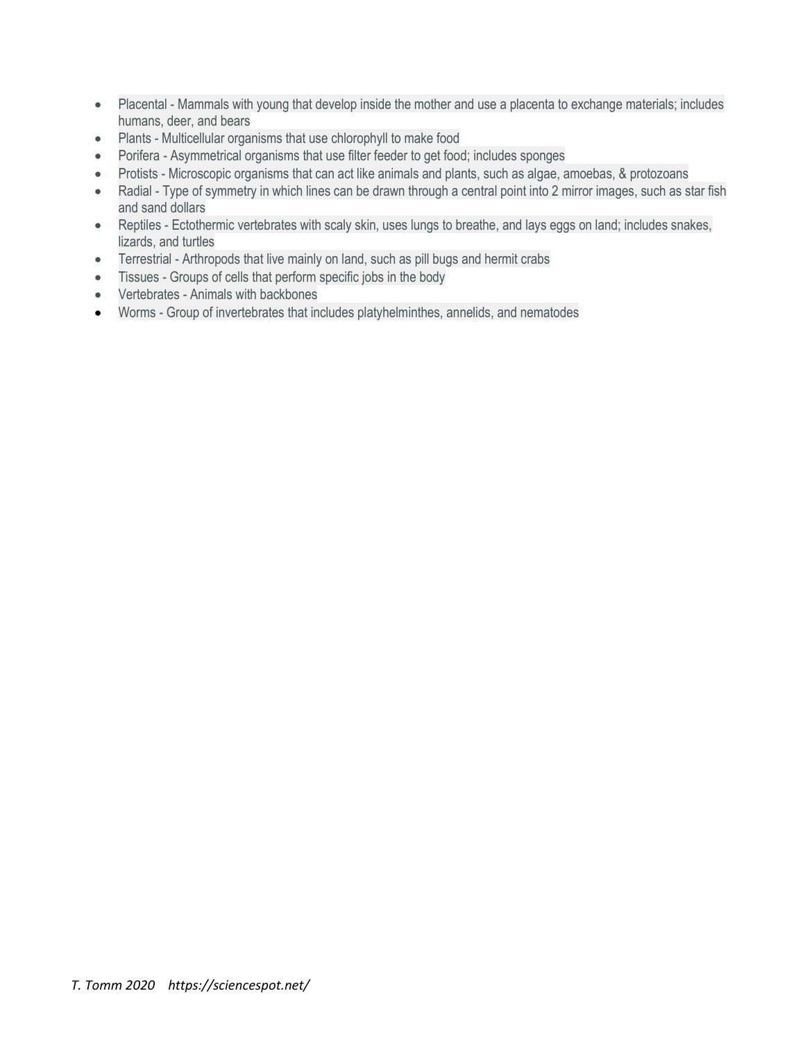- Placental - Mammals with young that develop inside the mother and use a placenta to exchange materials; includes humans, deer, and bears
- Plants - Multicellular organisms that use chlorophyll to make food
- Porifera - Asymmetrical organisms that use filter feeder to get food; includes sponges
- Protists - Microscopic organisms that can act like animals and plants, such as algae, amoebas, & protozoans
- Radial - Type of symmetry in which lines can be drawn through a central point into 2 mirror images, such as star fish and sand dollars
- Reptiles - Ectothermic vertebrates with scaly skin, uses lungs to breathe, and lays eggs on land; includes snakes, lizards, and turtles
- Terrestrial - Arthropods that live mainly on land, such as pill bugs and hermit crabs
- Tissues - Groups of cells that perform specific jobs in the body
- Vertebrates - Animals with backbones
- Worms - Group of invertebrates that includes platyhelminthes, annelids, and nematodes